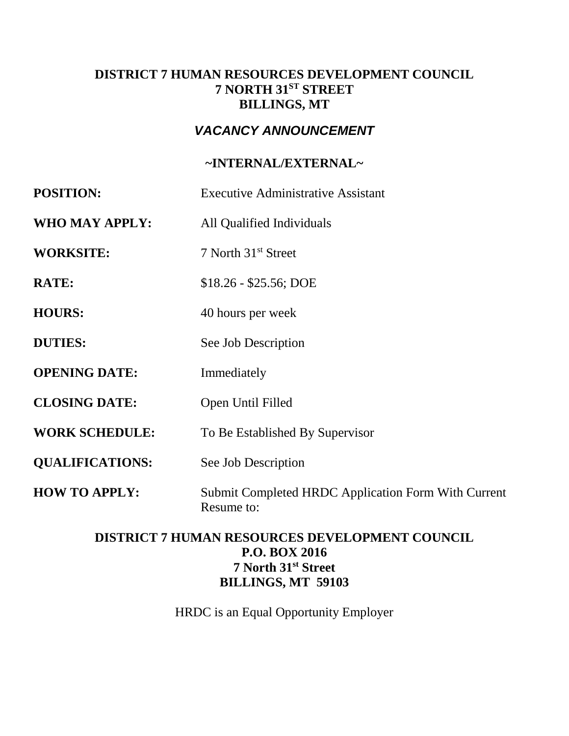**DISTRICT 7 HUMAN RESOURCES DEVELOPMENT COUNCIL**
**7 NORTH 31ST STREET**
**BILLINGS, MT**

***VACANCY ANNOUNCEMENT***

**~INTERNAL/EXTERNAL~**

| | |
|---|---|
| **POSITION:** | Executive Administrative Assistant |
| **WHO MAY APPLY:** | All Qualified Individuals |
| **WORKSITE:** | 7 North 31st Street |
| **RATE:** | $18.26 - $25.56; DOE |
| **HOURS:** | 40 hours per week |
| **DUTIES:** | See Job Description |
| **OPENING DATE:** | Immediately |
| **CLOSING DATE:** | Open Until Filled |
| **WORK SCHEDULE:** | To Be Established By Supervisor |
| **QUALIFICATIONS:** | See Job Description |
| **HOW TO APPLY:** | Submit Completed HRDC Application Form With Current Resume to: |

**DISTRICT 7 HUMAN RESOURCES DEVELOPMENT COUNCIL**
**P.O. BOX 2016**
**7 North 31st Street**
**BILLINGS, MT 59103**

HRDC is an Equal Opportunity Employer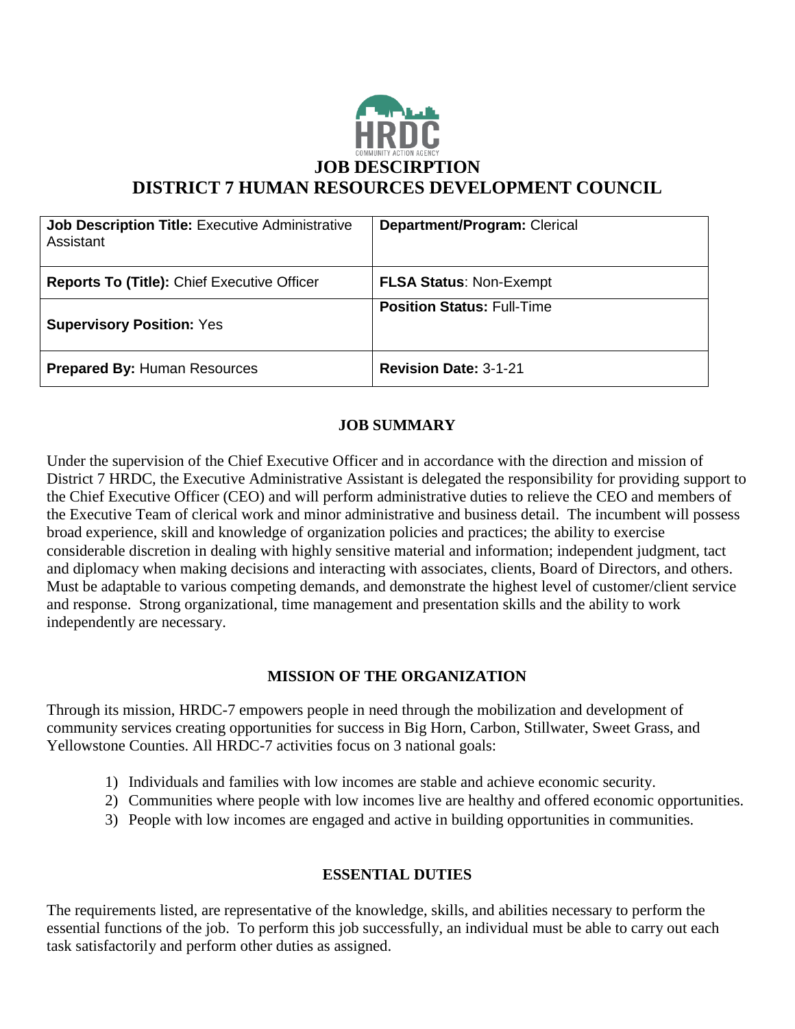# JOB DESCIRPTION

# DISTRICT 7 HUMAN RESOURCES DEVELOPMENT COUNCIL

| **Job Description Title:** Executive Administrative Assistant | **Department/Program:** Clerical |
|---|---|
| **Reports To (Title):** Chief Executive Officer | **FLSA Status**: Non-Exempt |
| **Supervisory Position:** Yes | **Position Status:** Full-Time |
| **Prepared By:** Human Resources | **Revision Date:** 3-1-21 |

## JOB SUMMARY

Under the supervision of the Chief Executive Officer and in accordance with the direction and mission of District 7 HRDC, the Executive Administrative Assistant is delegated the responsibility for providing support to the Chief Executive Officer (CEO) and will perform administrative duties to relieve the CEO and members of the Executive Team of clerical work and minor administrative and business detail. The incumbent will possess broad experience, skill and knowledge of organization policies and practices; the ability to exercise considerable discretion in dealing with highly sensitive material and information; independent judgment, tact and diplomacy when making decisions and interacting with associates, clients, Board of Directors, and others. Must be adaptable to various competing demands, and demonstrate the highest level of customer/client service and response. Strong organizational, time management and presentation skills and the ability to work independently are necessary.

## MISSION OF THE ORGANIZATION

Through its mission, HRDC-7 empowers people in need through the mobilization and development of community services creating opportunities for success in Big Horn, Carbon, Stillwater, Sweet Grass, and Yellowstone Counties. All HRDC-7 activities focus on 3 national goals:

1) Individuals and families with low incomes are stable and achieve economic security.
2) Communities where people with low incomes live are healthy and offered economic opportunities.
3) People with low incomes are engaged and active in building opportunities in communities.

## ESSENTIAL DUTIES

The requirements listed, are representative of the knowledge, skills, and abilities necessary to perform the essential functions of the job. To perform this job successfully, an individual must be able to carry out each task satisfactorily and perform other duties as assigned.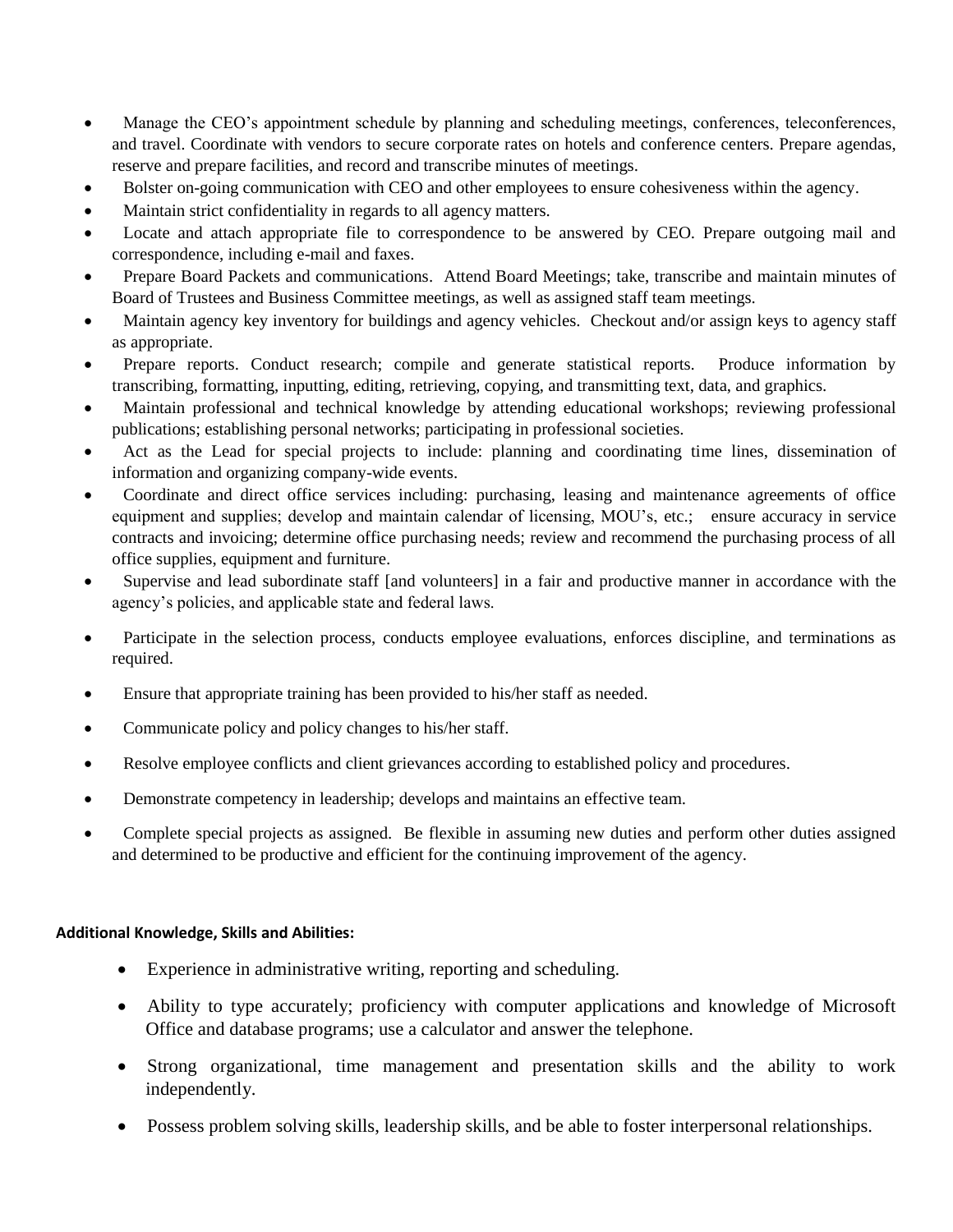- Manage the CEO's appointment schedule by planning and scheduling meetings, conferences, teleconferences, and travel. Coordinate with vendors to secure corporate rates on hotels and conference centers. Prepare agendas, reserve and prepare facilities, and record and transcribe minutes of meetings.
- Bolster on-going communication with CEO and other employees to ensure cohesiveness within the agency.
- Maintain strict confidentiality in regards to all agency matters.
- Locate and attach appropriate file to correspondence to be answered by CEO. Prepare outgoing mail and correspondence, including e-mail and faxes.
- Prepare Board Packets and communications. Attend Board Meetings; take, transcribe and maintain minutes of Board of Trustees and Business Committee meetings, as well as assigned staff team meetings.
- Maintain agency key inventory for buildings and agency vehicles. Checkout and/or assign keys to agency staff as appropriate.
- Prepare reports. Conduct research; compile and generate statistical reports. Produce information by transcribing, formatting, inputting, editing, retrieving, copying, and transmitting text, data, and graphics.
- Maintain professional and technical knowledge by attending educational workshops; reviewing professional publications; establishing personal networks; participating in professional societies.
- Act as the Lead for special projects to include: planning and coordinating time lines, dissemination of information and organizing company-wide events.
- Coordinate and direct office services including: purchasing, leasing and maintenance agreements of office equipment and supplies; develop and maintain calendar of licensing, MOU's, etc.; ensure accuracy in service contracts and invoicing; determine office purchasing needs; review and recommend the purchasing process of all office supplies, equipment and furniture.
- Supervise and lead subordinate staff [and volunteers] in a fair and productive manner in accordance with the agency's policies, and applicable state and federal laws.
- Participate in the selection process, conducts employee evaluations, enforces discipline, and terminations as required.
- Ensure that appropriate training has been provided to his/her staff as needed.
- Communicate policy and policy changes to his/her staff.
- Resolve employee conflicts and client grievances according to established policy and procedures.
- Demonstrate competency in leadership; develops and maintains an effective team.
- Complete special projects as assigned. Be flexible in assuming new duties and perform other duties assigned and determined to be productive and efficient for the continuing improvement of the agency.

**Additional Knowledge, Skills and Abilities:**

- Experience in administrative writing, reporting and scheduling.
- Ability to type accurately; proficiency with computer applications and knowledge of Microsoft Office and database programs; use a calculator and answer the telephone.
- Strong organizational, time management and presentation skills and the ability to work independently.
- Possess problem solving skills, leadership skills, and be able to foster interpersonal relationships.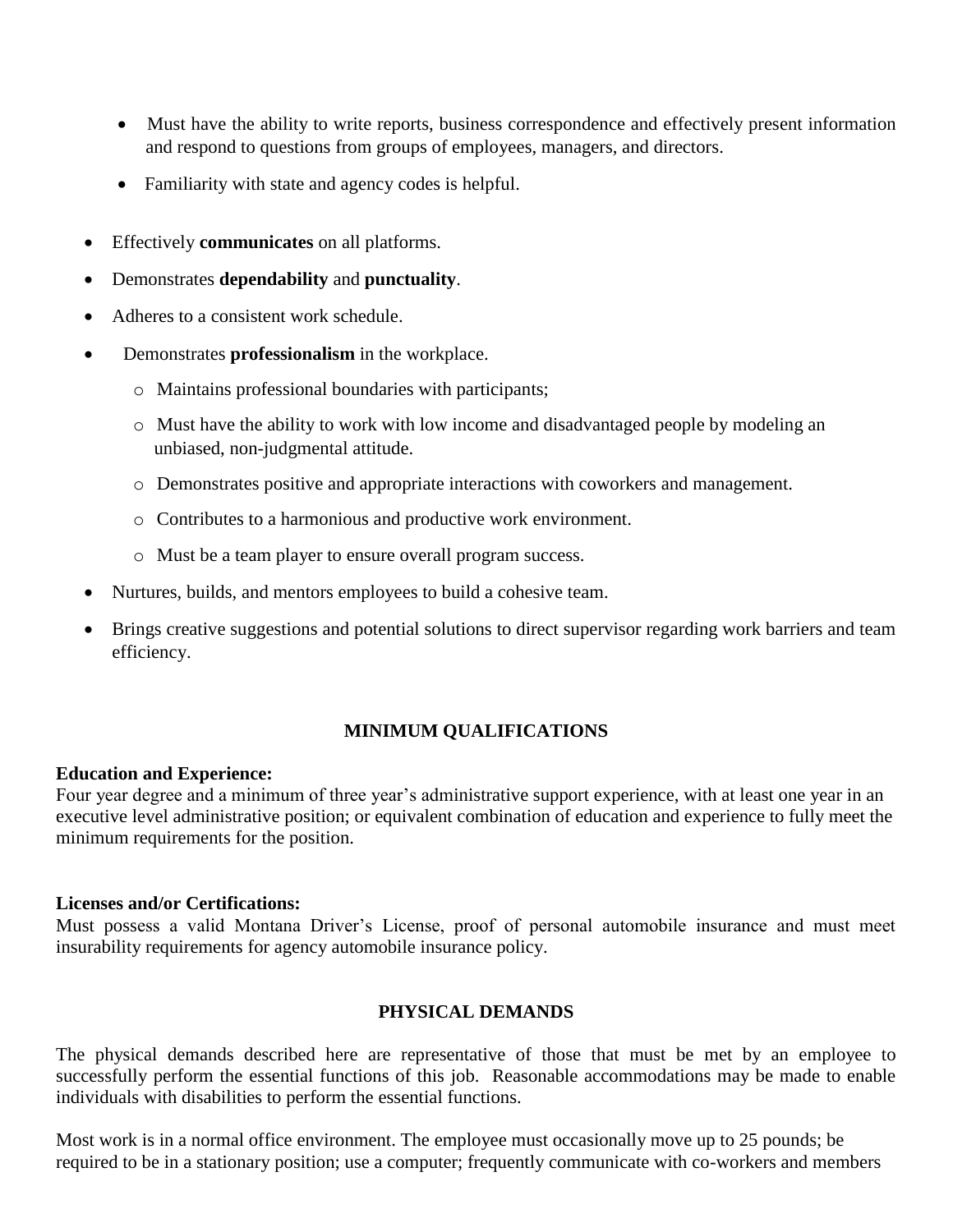- Must have the ability to write reports, business correspondence and effectively present information and respond to questions from groups of employees, managers, and directors.
- Familiarity with state and agency codes is helpful.

- Effectively **communicates** on all platforms.
- Demonstrates **dependability** and **punctuality**.
- Adheres to a consistent work schedule.
- Demonstrates **professionalism** in the workplace.
  - Maintains professional boundaries with participants;
  - Must have the ability to work with low income and disadvantaged people by modeling an unbiased, non-judgmental attitude.
  - Demonstrates positive and appropriate interactions with coworkers and management.
  - Contributes to a harmonious and productive work environment.
  - Must be a team player to ensure overall program success.
- Nurtures, builds, and mentors employees to build a cohesive team.
- Brings creative suggestions and potential solutions to direct supervisor regarding work barriers and team efficiency.

## MINIMUM QUALIFICATIONS

**Education and Experience:**
Four year degree and a minimum of three year's administrative support experience, with at least one year in an executive level administrative position; or equivalent combination of education and experience to fully meet the minimum requirements for the position.

**Licenses and/or Certifications:**
Must possess a valid Montana Driver's License, proof of personal automobile insurance and must meet insurability requirements for agency automobile insurance policy.

## PHYSICAL DEMANDS

The physical demands described here are representative of those that must be met by an employee to successfully perform the essential functions of this job. Reasonable accommodations may be made to enable individuals with disabilities to perform the essential functions.

Most work is in a normal office environment. The employee must occasionally move up to 25 pounds; be required to be in a stationary position; use a computer; frequently communicate with co-workers and members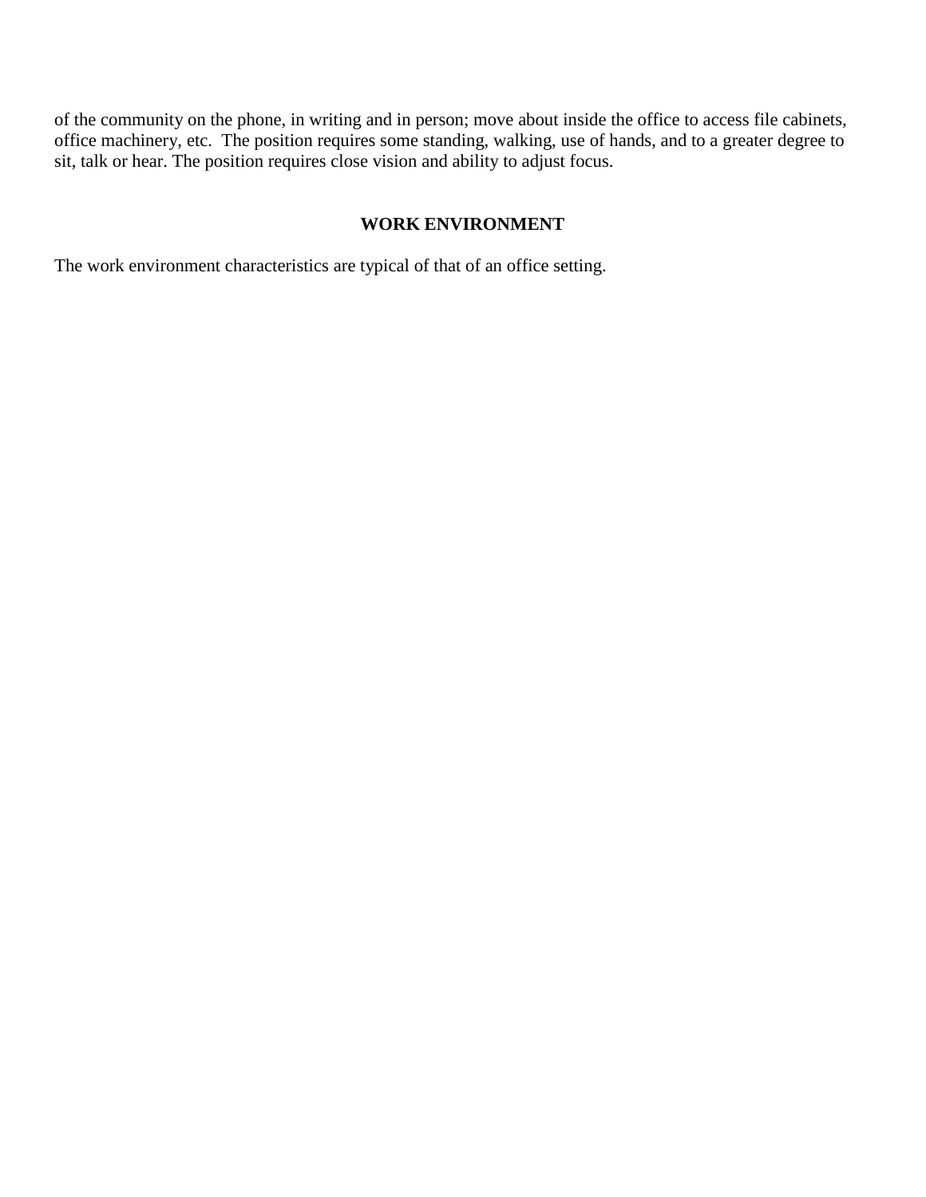of the community on the phone, in writing and in person; move about inside the office to access file cabinets, office machinery, etc. The position requires some standing, walking, use of hands, and to a greater degree to sit, talk or hear. The position requires close vision and ability to adjust focus.

## WORK ENVIRONMENT

The work environment characteristics are typical of that of an office setting.